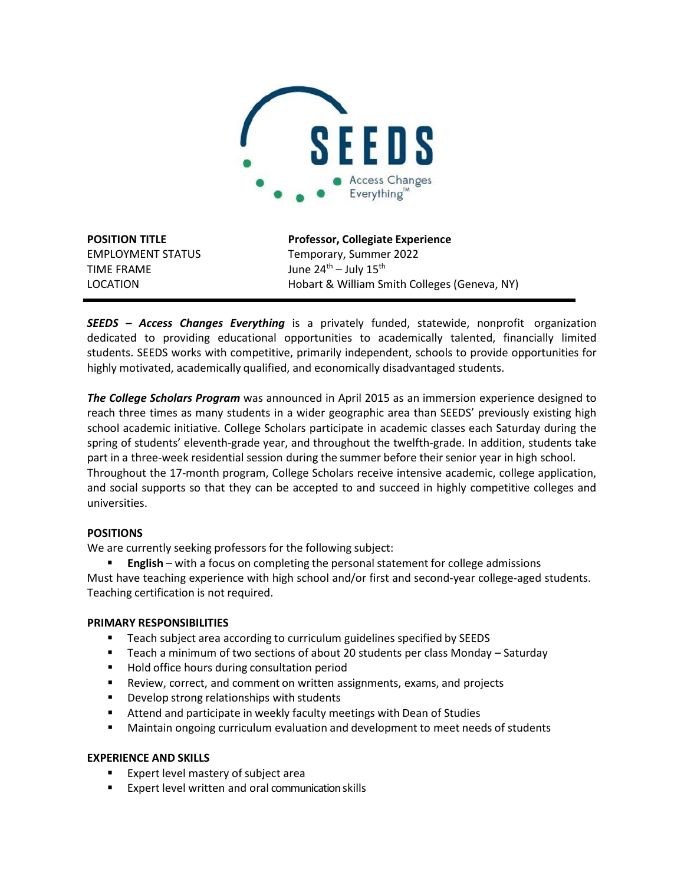SEEDS

Access Changes Everything™

| POSITION TITLE | Professor, Collegiate Experience |
| --- | --- |
| EMPLOYMENT STATUS | Temporary, Summer 2022 |
| TIME FRAME | June 24th – July 15th |
| LOCATION | Hobart & William Smith Colleges (Geneva, NY) |

***SEEDS – Access Changes Everything*** is a privately funded, statewide, nonprofit organization dedicated to providing educational opportunities to academically talented, financially limited students. SEEDS works with competitive, primarily independent, schools to provide opportunities for highly motivated, academically qualified, and economically disadvantaged students.

***The College Scholars Program*** was announced in April 2015 as an immersion experience designed to reach three times as many students in a wider geographic area than SEEDS' previously existing high school academic initiative. College Scholars participate in academic classes each Saturday during the spring of students' eleventh-grade year, and throughout the twelfth-grade. In addition, students take part in a three-week residential session during the summer before their senior year in high school. Throughout the 17-month program, College Scholars receive intensive academic, college application, and social supports so that they can be accepted to and succeed in highly competitive colleges and universities.

**POSITIONS**

We are currently seeking professors for the following subject:

- **English** – with a focus on completing the personal statement for college admissions

Must have teaching experience with high school and/or first and second-year college-aged students. Teaching certification is not required.

**PRIMARY RESPONSIBILITIES**

- Teach subject area according to curriculum guidelines specified by SEEDS
- Teach a minimum of two sections of about 20 students per class Monday – Saturday
- Hold office hours during consultation period
- Review, correct, and comment on written assignments, exams, and projects
- Develop strong relationships with students
- Attend and participate in weekly faculty meetings with Dean of Studies
- Maintain ongoing curriculum evaluation and development to meet needs of students

**EXPERIENCE AND SKILLS**

- Expert level mastery of subject area
- Expert level written and oral communication skills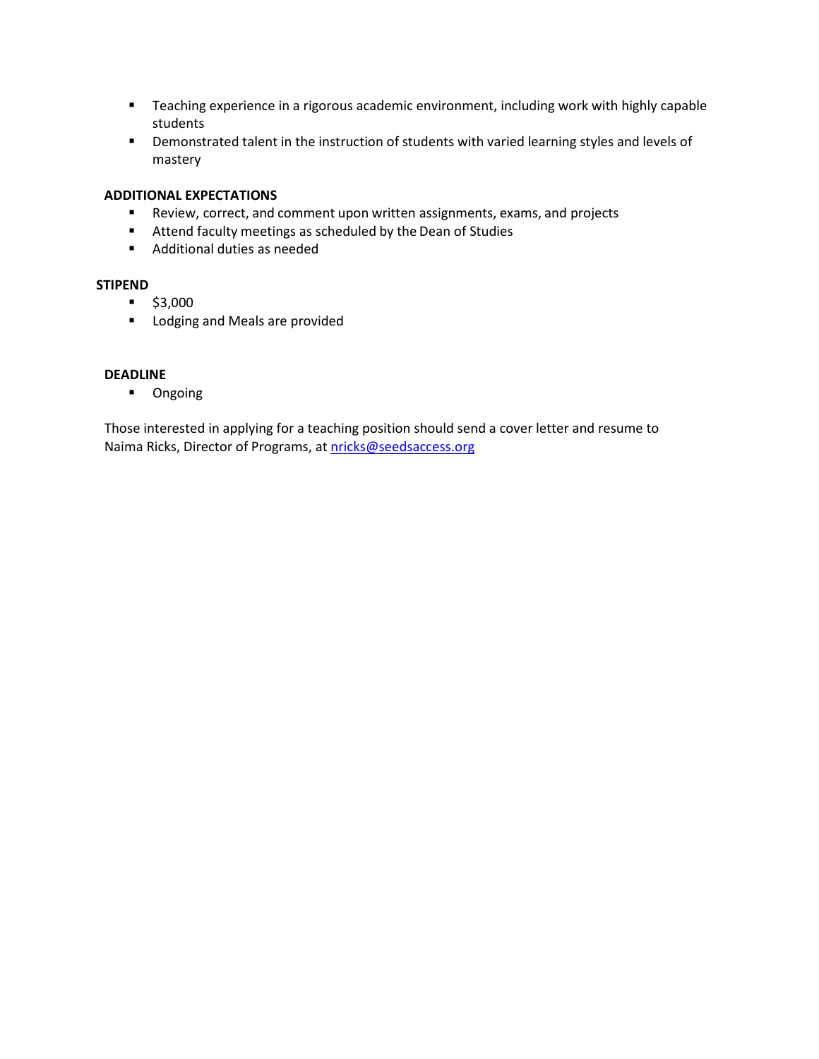- Teaching experience in a rigorous academic environment, including work with highly capable students
- Demonstrated talent in the instruction of students with varied learning styles and levels of mastery

**ADDITIONAL EXPECTATIONS**

- Review, correct, and comment upon written assignments, exams, and projects
- Attend faculty meetings as scheduled by the Dean of Studies
- Additional duties as needed

**STIPEND**

- $3,000
- Lodging and Meals are provided

**DEADLINE**

- Ongoing

Those interested in applying for a teaching position should send a cover letter and resume to Naima Ricks, Director of Programs, at nricks@seedsaccess.org